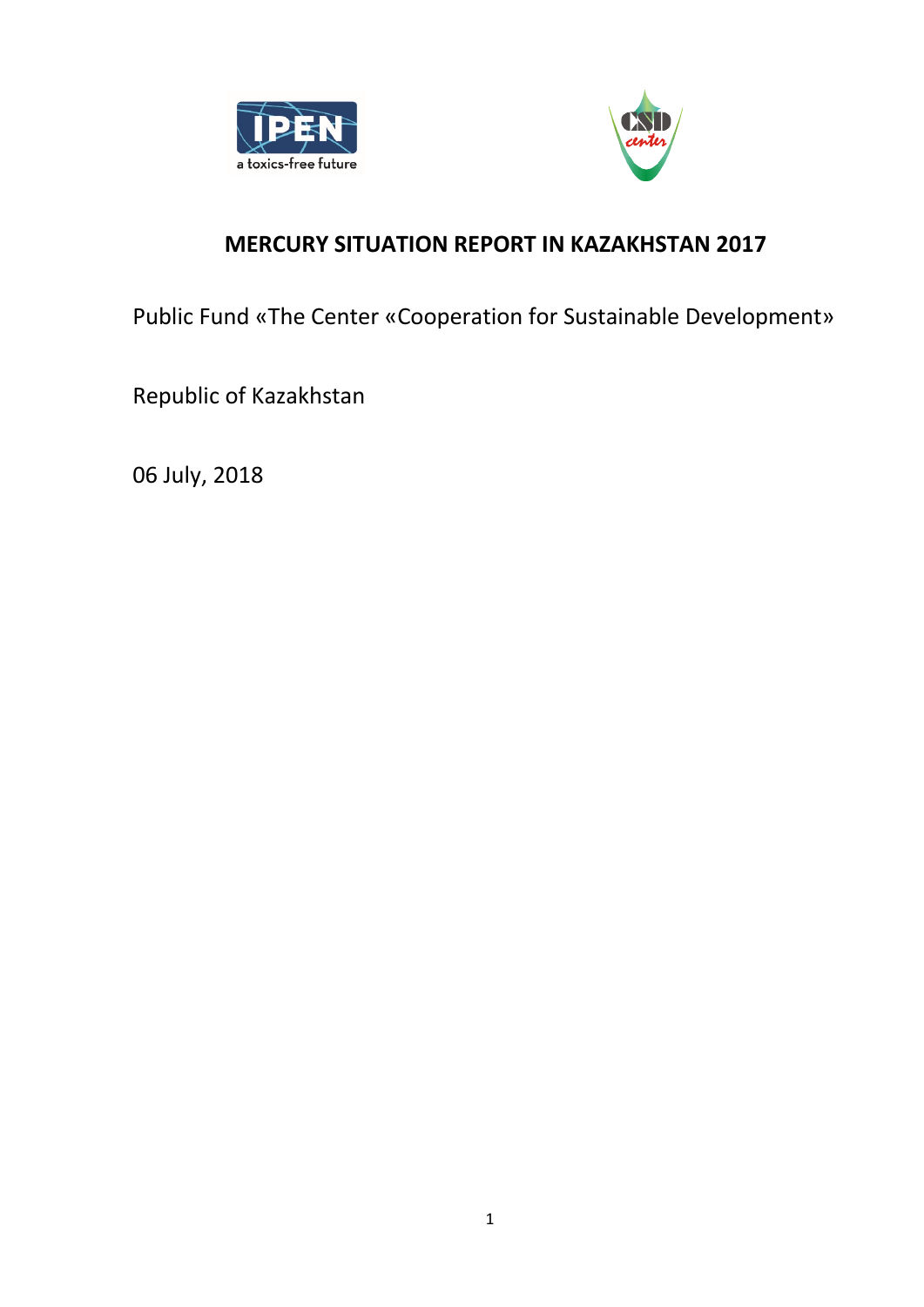# MERCURY SITUATION REPORT IN KAZAKHSTAN 2017

Public Fund «The Center «Cooperation for Sustainable Development»

Republic of Kazakhstan

06 July, 2018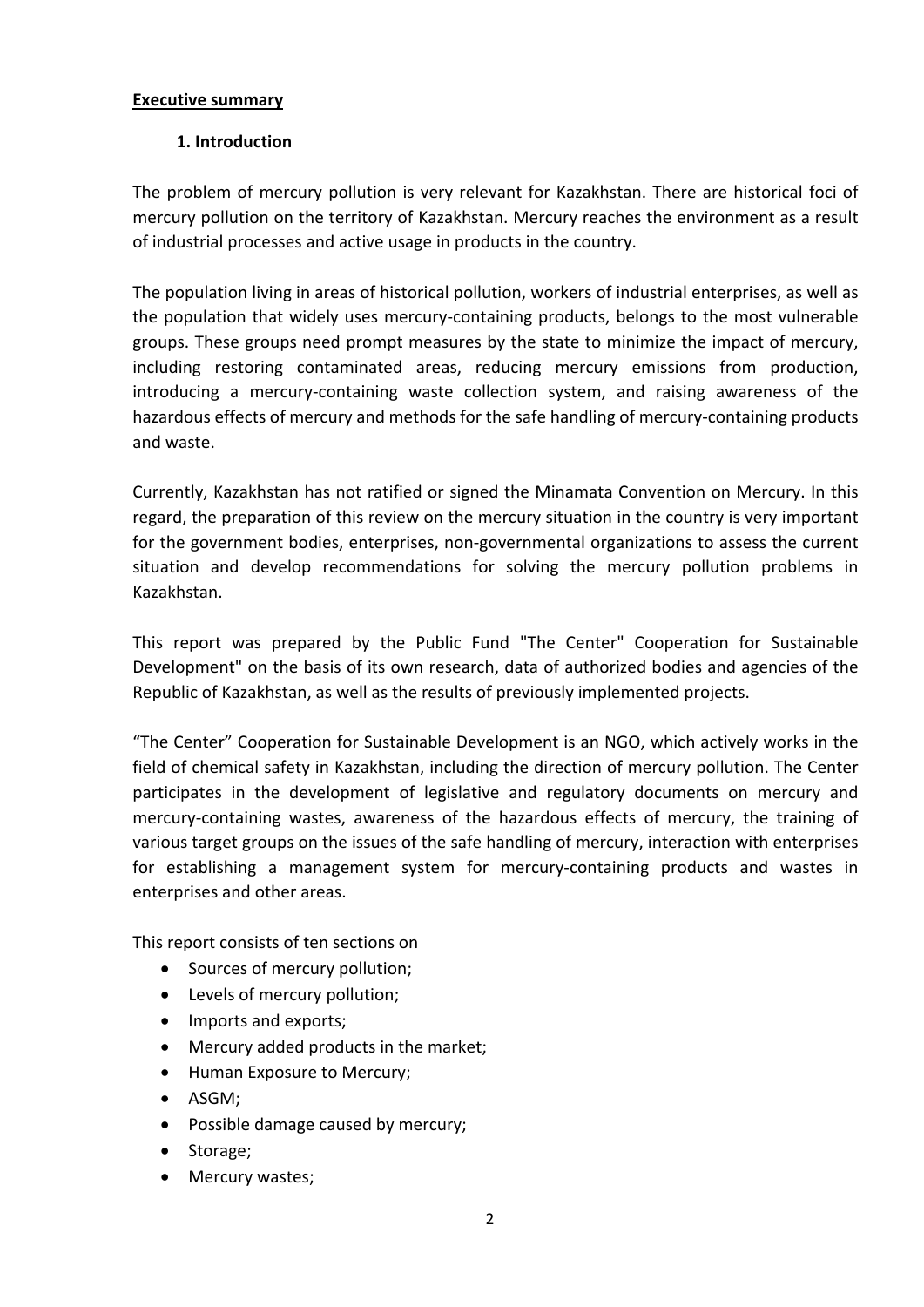**Executive summary**

## 1. Introduction

The problem of mercury pollution is very relevant for Kazakhstan. There are historical foci of mercury pollution on the territory of Kazakhstan. Mercury reaches the environment as a result of industrial processes and active usage in products in the country.

The population living in areas of historical pollution, workers of industrial enterprises, as well as the population that widely uses mercury-containing products, belongs to the most vulnerable groups. These groups need prompt measures by the state to minimize the impact of mercury, including restoring contaminated areas, reducing mercury emissions from production, introducing a mercury-containing waste collection system, and raising awareness of the hazardous effects of mercury and methods for the safe handling of mercury-containing products and waste.

Currently, Kazakhstan has not ratified or signed the Minamata Convention on Mercury. In this regard, the preparation of this review on the mercury situation in the country is very important for the government bodies, enterprises, non-governmental organizations to assess the current situation and develop recommendations for solving the mercury pollution problems in Kazakhstan.

This report was prepared by the Public Fund "The Center" Cooperation for Sustainable Development" on the basis of its own research, data of authorized bodies and agencies of the Republic of Kazakhstan, as well as the results of previously implemented projects.

"The Center" Cooperation for Sustainable Development is an NGO, which actively works in the field of chemical safety in Kazakhstan, including the direction of mercury pollution. The Center participates in the development of legislative and regulatory documents on mercury and mercury-containing wastes, awareness of the hazardous effects of mercury, the training of various target groups on the issues of the safe handling of mercury, interaction with enterprises for establishing a management system for mercury-containing products and wastes in enterprises and other areas.

This report consists of ten sections on

- Sources of mercury pollution;
- Levels of mercury pollution;
- Imports and exports;
- Mercury added products in the market;
- Human Exposure to Mercury;
- ASGM;
- Possible damage caused by mercury;
- Storage;
- Mercury wastes;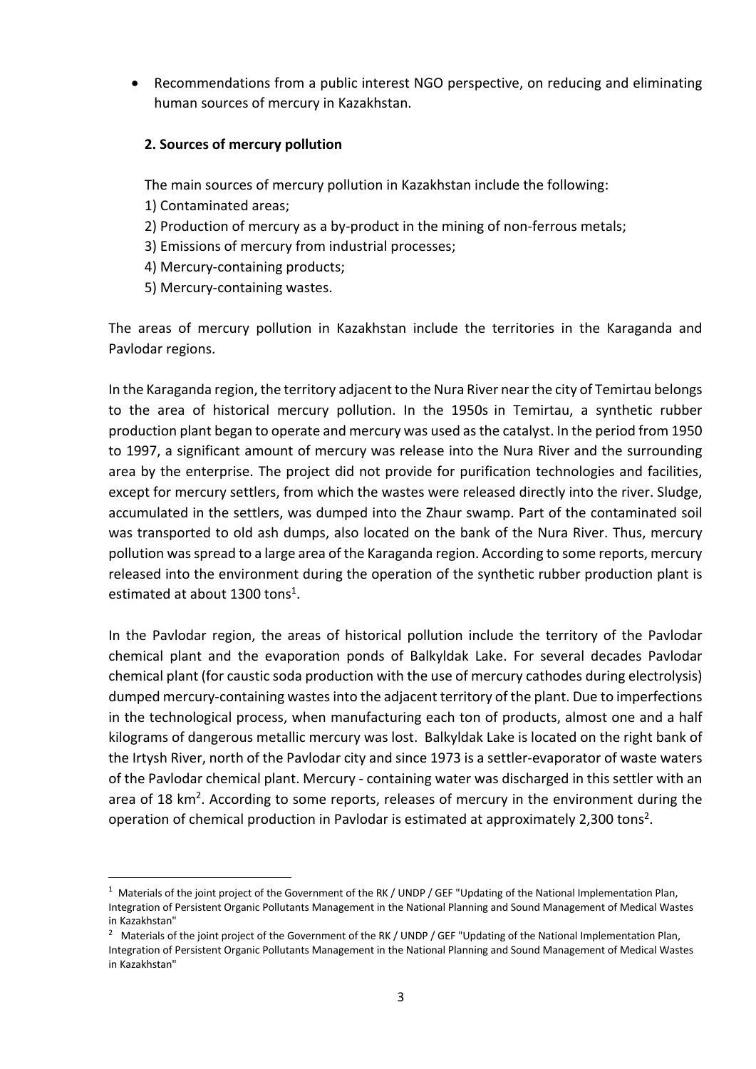- Recommendations from a public interest NGO perspective, on reducing and eliminating human sources of mercury in Kazakhstan.

## 2. Sources of mercury pollution

The main sources of mercury pollution in Kazakhstan include the following:

1) Contaminated areas;
2) Production of mercury as a by-product in the mining of non-ferrous metals;
3) Emissions of mercury from industrial processes;
4) Mercury-containing products;
5) Mercury-containing wastes.

The areas of mercury pollution in Kazakhstan include the territories in the Karaganda and Pavlodar regions.

In the Karaganda region, the territory adjacent to the Nura River near the city of Temirtau belongs to the area of historical mercury pollution. In the 1950s in Temirtau, a synthetic rubber production plant began to operate and mercury was used as the catalyst. In the period from 1950 to 1997, a significant amount of mercury was release into the Nura River and the surrounding area by the enterprise. The project did not provide for purification technologies and facilities, except for mercury settlers, from which the wastes were released directly into the river. Sludge, accumulated in the settlers, was dumped into the Zhaur swamp. Part of the contaminated soil was transported to old ash dumps, also located on the bank of the Nura River. Thus, mercury pollution was spread to a large area of the Karaganda region. According to some reports, mercury released into the environment during the operation of the synthetic rubber production plant is estimated at about 1300 tons[1].

In the Pavlodar region, the areas of historical pollution include the territory of the Pavlodar chemical plant and the evaporation ponds of Balkyldak Lake. For several decades Pavlodar chemical plant (for caustic soda production with the use of mercury cathodes during electrolysis) dumped mercury-containing wastes into the adjacent territory of the plant. Due to imperfections in the technological process, when manufacturing each ton of products, almost one and a half kilograms of dangerous metallic mercury was lost. Balkyldak Lake is located on the right bank of the Irtysh River, north of the Pavlodar city and since 1973 is a settler-evaporator of waste waters of the Pavlodar chemical plant. Mercury - containing water was discharged in this settler with an area of 18 km$^2$. According to some reports, releases of mercury in the environment during the operation of chemical production in Pavlodar is estimated at approximately 2,300 tons[2].

---

[1] Materials of the joint project of the Government of the RK / UNDP / GEF "Updating of the National Implementation Plan, Integration of Persistent Organic Pollutants Management in the National Planning and Sound Management of Medical Wastes in Kazakhstan"

[2] Materials of the joint project of the Government of the RK / UNDP / GEF "Updating of the National Implementation Plan, Integration of Persistent Organic Pollutants Management in the National Planning and Sound Management of Medical Wastes in Kazakhstan"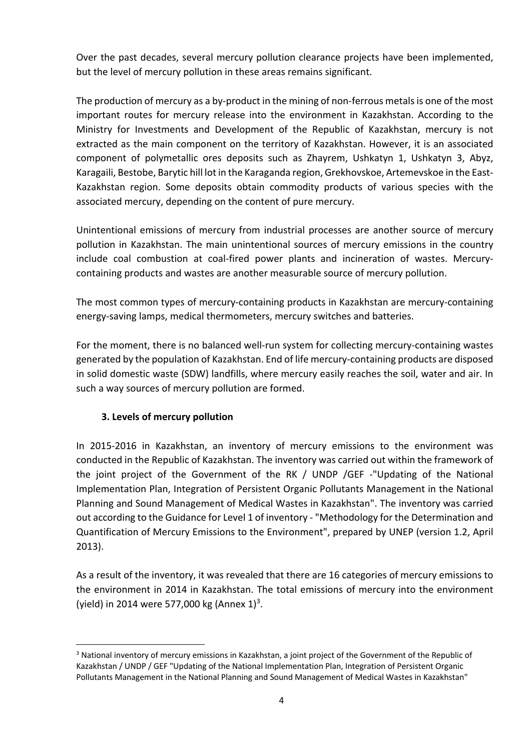Over the past decades, several mercury pollution clearance projects have been implemented, but the level of mercury pollution in these areas remains significant.

The production of mercury as a by-product in the mining of non-ferrous metals is one of the most important routes for mercury release into the environment in Kazakhstan. According to the Ministry for Investments and Development of the Republic of Kazakhstan, mercury is not extracted as the main component on the territory of Kazakhstan. However, it is an associated component of polymetallic ores deposits such as Zhayrem, Ushkatyn 1, Ushkatyn 3, Abyz, Karagaili, Bestobe, Barytic hill lot in the Karaganda region, Grekhovskoe, Artemevskoe in the East-Kazakhstan region. Some deposits obtain commodity products of various species with the associated mercury, depending on the content of pure mercury.

Unintentional emissions of mercury from industrial processes are another source of mercury pollution in Kazakhstan. The main unintentional sources of mercury emissions in the country include coal combustion at coal-fired power plants and incineration of wastes. Mercury-containing products and wastes are another measurable source of mercury pollution.

The most common types of mercury-containing products in Kazakhstan are mercury-containing energy-saving lamps, medical thermometers, mercury switches and batteries.

For the moment, there is no balanced well-run system for collecting mercury-containing wastes generated by the population of Kazakhstan. End of life mercury-containing products are disposed in solid domestic waste (SDW) landfills, where mercury easily reaches the soil, water and air. In such a way sources of mercury pollution are formed.

### 3. Levels of mercury pollution

In 2015-2016 in Kazakhstan, an inventory of mercury emissions to the environment was conducted in the Republic of Kazakhstan. The inventory was carried out within the framework of the joint project of the Government of the RK / UNDP /GEF -"Updating of the National Implementation Plan, Integration of Persistent Organic Pollutants Management in the National Planning and Sound Management of Medical Wastes in Kazakhstan". The inventory was carried out according to the Guidance for Level 1 of inventory - "Methodology for the Determination and Quantification of Mercury Emissions to the Environment", prepared by UNEP (version 1.2, April 2013).

As a result of the inventory, it was revealed that there are 16 categories of mercury emissions to the environment in 2014 in Kazakhstan. The total emissions of mercury into the environment (yield) in 2014 were 577,000 kg (Annex 1)[3].

[3] National inventory of mercury emissions in Kazakhstan, a joint project of the Government of the Republic of Kazakhstan / UNDP / GEF "Updating of the National Implementation Plan, Integration of Persistent Organic Pollutants Management in the National Planning and Sound Management of Medical Wastes in Kazakhstan"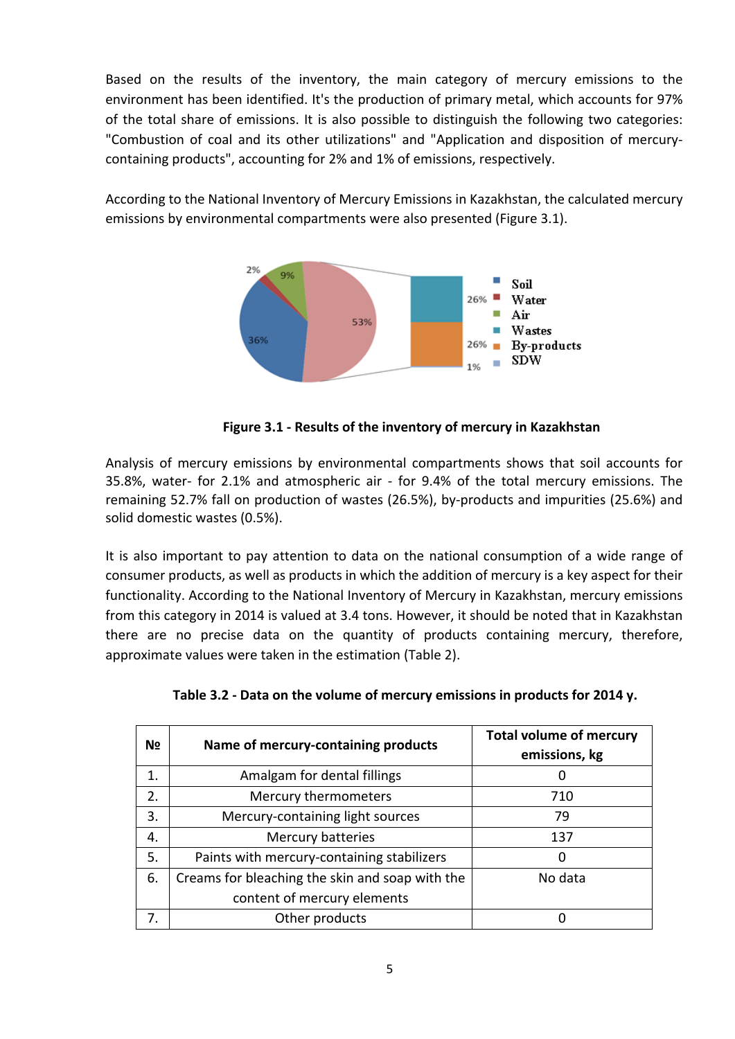Based on the results of the inventory, the main category of mercury emissions to the environment has been identified. It's the production of primary metal, which accounts for 97% of the total share of emissions. It is also possible to distinguish the following two categories: "Combustion of coal and its other utilizations" and "Application and disposition of mercury-containing products", accounting for 2% and 1% of emissions, respectively.

According to the National Inventory of Mercury Emissions in Kazakhstan, the calculated mercury emissions by environmental compartments were also presented (Figure 3.1).

**Figure 3.1 - Results of the inventory of mercury in Kazakhstan**

Analysis of mercury emissions by environmental compartments shows that soil accounts for 35.8%, water- for 2.1% and atmospheric air - for 9.4% of the total mercury emissions. The remaining 52.7% fall on production of wastes (26.5%), by-products and impurities (25.6%) and solid domestic wastes (0.5%).

It is also important to pay attention to data on the national consumption of a wide range of consumer products, as well as products in which the addition of mercury is a key aspect for their functionality. According to the National Inventory of Mercury in Kazakhstan, mercury emissions from this category in 2014 is valued at 3.4 tons. However, it should be noted that in Kazakhstan there are no precise data on the quantity of products containing mercury, therefore, approximate values were taken in the estimation (Table 2).

**Table 3.2 - Data on the volume of mercury emissions in products for 2014 y.**

| № | Name of mercury-containing products | Total volume of mercury emissions, kg |
|---|---|---|
| 1. | Amalgam for dental fillings | 0 |
| 2. | Mercury thermometers | 710 |
| 3. | Mercury-containing light sources | 79 |
| 4. | Mercury batteries | 137 |
| 5. | Paints with mercury-containing stabilizers | 0 |
| 6. | Creams for bleaching the skin and soap with the content of mercury elements | No data |
| 7. | Other products | 0 |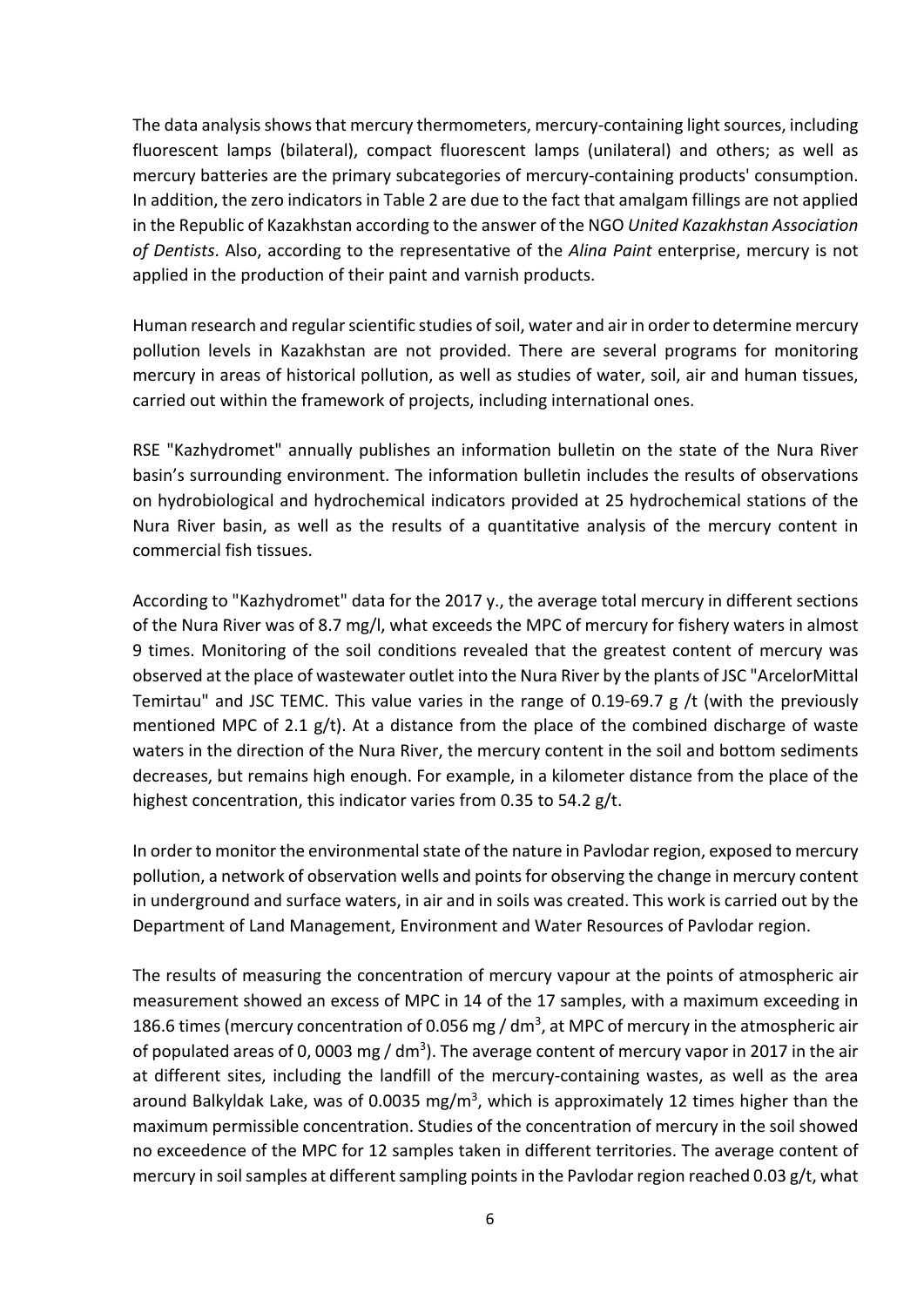The data analysis shows that mercury thermometers, mercury-containing light sources, including fluorescent lamps (bilateral), compact fluorescent lamps (unilateral) and others; as well as mercury batteries are the primary subcategories of mercury-containing products' consumption. In addition, the zero indicators in Table 2 are due to the fact that amalgam fillings are not applied in the Republic of Kazakhstan according to the answer of the NGO *United Kazakhstan Association of Dentists*. Also, according to the representative of the *Alina Paint* enterprise, mercury is not applied in the production of their paint and varnish products.

Human research and regular scientific studies of soil, water and air in order to determine mercury pollution levels in Kazakhstan are not provided. There are several programs for monitoring mercury in areas of historical pollution, as well as studies of water, soil, air and human tissues, carried out within the framework of projects, including international ones.

RSE "Kazhydromet" annually publishes an information bulletin on the state of the Nura River basin's surrounding environment. The information bulletin includes the results of observations on hydrobiological and hydrochemical indicators provided at 25 hydrochemical stations of the Nura River basin, as well as the results of a quantitative analysis of the mercury content in commercial fish tissues.

According to "Kazhydromet" data for the 2017 y., the average total mercury in different sections of the Nura River was of 8.7 mg/l, what exceeds the MPC of mercury for fishery waters in almost 9 times. Monitoring of the soil conditions revealed that the greatest content of mercury was observed at the place of wastewater outlet into the Nura River by the plants of JSC "ArcelorMittal Temirtau" and JSC TEMC. This value varies in the range of 0.19-69.7 g /t (with the previously mentioned MPC of 2.1 g/t). At a distance from the place of the combined discharge of waste waters in the direction of the Nura River, the mercury content in the soil and bottom sediments decreases, but remains high enough. For example, in a kilometer distance from the place of the highest concentration, this indicator varies from 0.35 to 54.2 g/t.

In order to monitor the environmental state of the nature in Pavlodar region, exposed to mercury pollution, a network of observation wells and points for observing the change in mercury content in underground and surface waters, in air and in soils was created. This work is carried out by the Department of Land Management, Environment and Water Resources of Pavlodar region.

The results of measuring the concentration of mercury vapour at the points of atmospheric air measurement showed an excess of MPC in 14 of the 17 samples, with a maximum exceeding in 186.6 times (mercury concentration of 0.056 mg / $dm^3$, at MPC of mercury in the atmospheric air of populated areas of 0, 0003 mg / $dm^3$). The average content of mercury vapor in 2017 in the air at different sites, including the landfill of the mercury-containing wastes, as well as the area around Balkyldak Lake, was of 0.0035 mg/$m^3$, which is approximately 12 times higher than the maximum permissible concentration. Studies of the concentration of mercury in the soil showed no exceedence of the MPC for 12 samples taken in different territories. The average content of mercury in soil samples at different sampling points in the Pavlodar region reached 0.03 g/t, what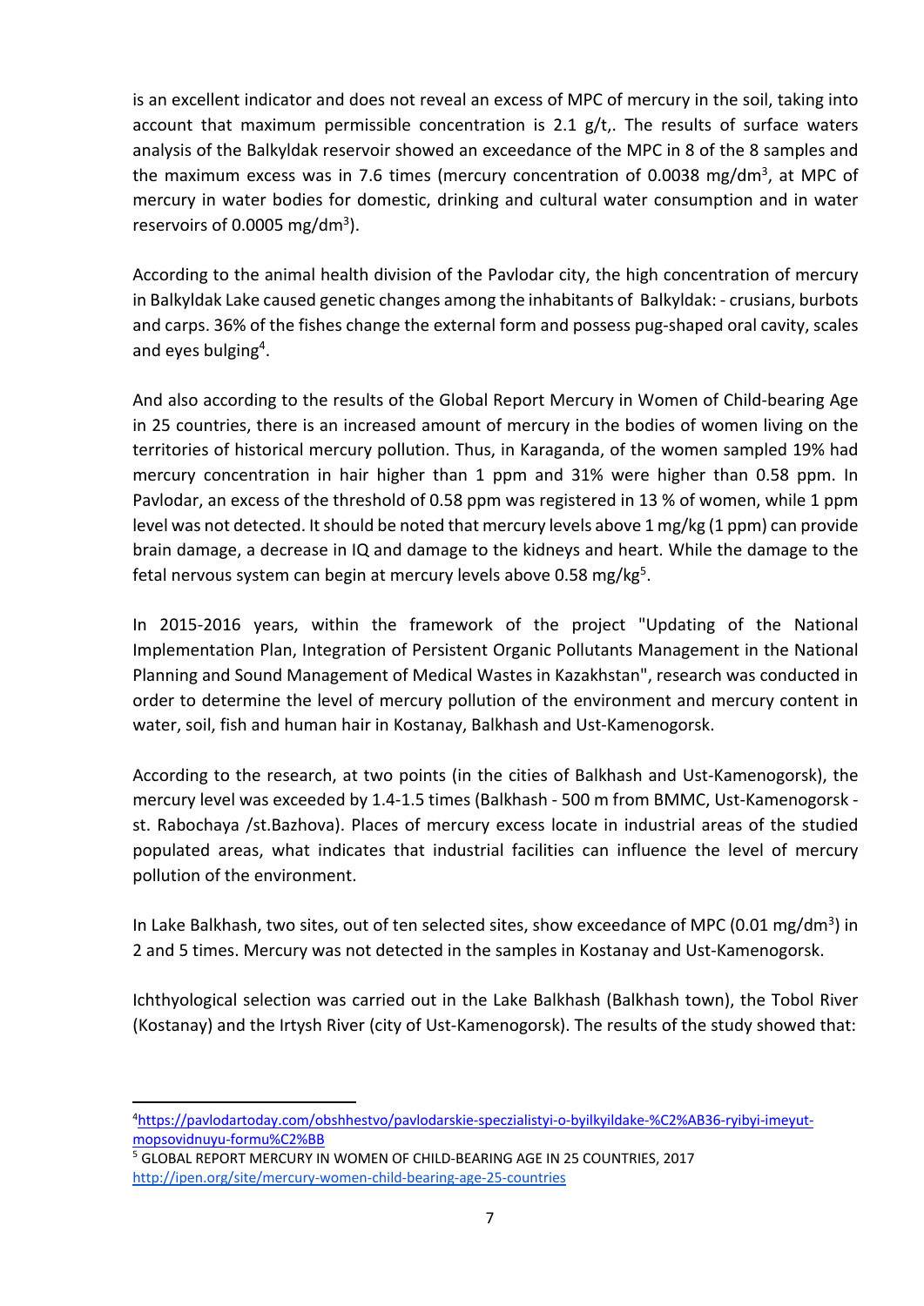is an excellent indicator and does not reveal an excess of MPC of mercury in the soil, taking into account that maximum permissible concentration is 2.1 g/t,. The results of surface waters analysis of the Balkyldak reservoir showed an exceedance of the MPC in 8 of the 8 samples and the maximum excess was in 7.6 times (mercury concentration of 0.0038 mg/dm$^3$, at MPC of mercury in water bodies for domestic, drinking and cultural water consumption and in water reservoirs of 0.0005 mg/dm$^3$).

According to the animal health division of the Pavlodar city, the high concentration of mercury in Balkyldak Lake caused genetic changes among the inhabitants of Balkyldak: - crusians, burbots and carps. 36% of the fishes change the external form and possess pug-shaped oral cavity, scales and eyes bulging[4].

And also according to the results of the Global Report Mercury in Women of Child-bearing Age in 25 countries, there is an increased amount of mercury in the bodies of women living on the territories of historical mercury pollution. Thus, in Karaganda, of the women sampled 19% had mercury concentration in hair higher than 1 ppm and 31% were higher than 0.58 ppm. In Pavlodar, an excess of the threshold of 0.58 ppm was registered in 13 % of women, while 1 ppm level was not detected. It should be noted that mercury levels above 1 mg/kg (1 ppm) can provide brain damage, a decrease in IQ and damage to the kidneys and heart. While the damage to the fetal nervous system can begin at mercury levels above 0.58 mg/kg[5].

In 2015-2016 years, within the framework of the project "Updating of the National Implementation Plan, Integration of Persistent Organic Pollutants Management in the National Planning and Sound Management of Medical Wastes in Kazakhstan", research was conducted in order to determine the level of mercury pollution of the environment and mercury content in water, soil, fish and human hair in Kostanay, Balkhash and Ust-Kamenogorsk.

According to the research, at two points (in the cities of Balkhash and Ust-Kamenogorsk), the mercury level was exceeded by 1.4-1.5 times (Balkhash - 500 m from BMMC, Ust-Kamenogorsk - st. Rabochaya /st.Bazhova). Places of mercury excess locate in industrial areas of the studied populated areas, what indicates that industrial facilities can influence the level of mercury pollution of the environment.

In Lake Balkhash, two sites, out of ten selected sites, show exceedance of MPC (0.01 mg/dm$^3$) in 2 and 5 times. Mercury was not detected in the samples in Kostanay and Ust-Kamenogorsk.

Ichthyological selection was carried out in the Lake Balkhash (Balkhash town), the Tobol River (Kostanay) and the Irtysh River (city of Ust-Kamenogorsk). The results of the study showed that:

---

[4] https://pavlodartoday.com/obshhestvo/pavlodarskie-speczialistyi-o-byilkyildake-%C2%AB36-ryibyi-imeyut-mopsovidnuyu-formu%C2%BB

[5] GLOBAL REPORT MERCURY IN WOMEN OF CHILD-BEARING AGE IN 25 COUNTRIES, 2017 http://ipen.org/site/mercury-women-child-bearing-age-25-countries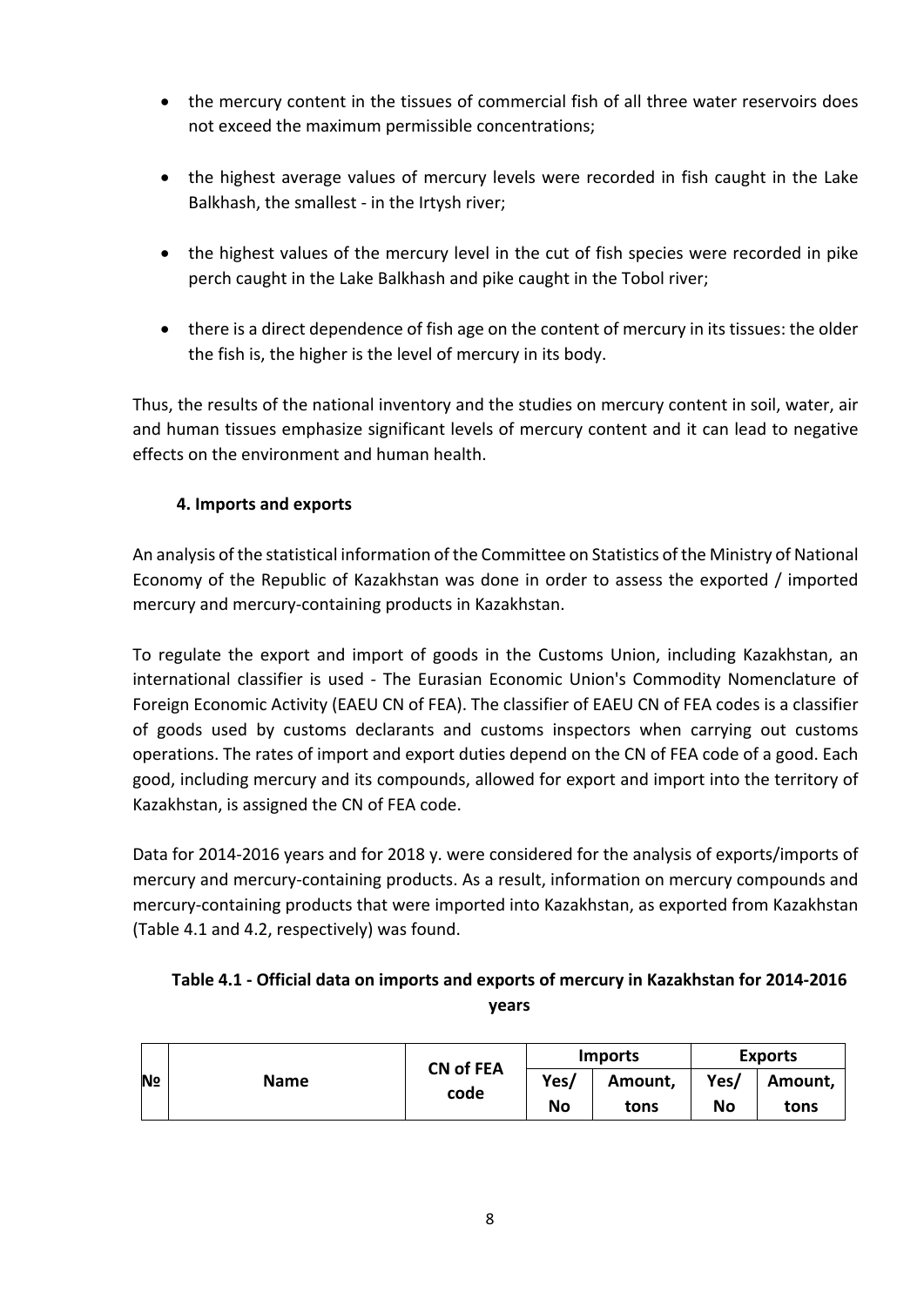- the mercury content in the tissues of commercial fish of all three water reservoirs does not exceed the maximum permissible concentrations;
- the highest average values of mercury levels were recorded in fish caught in the Lake Balkhash, the smallest - in the Irtysh river;
- the highest values of the mercury level in the cut of fish species were recorded in pike perch caught in the Lake Balkhash and pike caught in the Tobol river;
- there is a direct dependence of fish age on the content of mercury in its tissues: the older the fish is, the higher is the level of mercury in its body.

Thus, the results of the national inventory and the studies on mercury content in soil, water, air and human tissues emphasize significant levels of mercury content and it can lead to negative effects on the environment and human health.

## 4. Imports and exports

An analysis of the statistical information of the Committee on Statistics of the Ministry of National Economy of the Republic of Kazakhstan was done in order to assess the exported / imported mercury and mercury-containing products in Kazakhstan.

To regulate the export and import of goods in the Customs Union, including Kazakhstan, an international classifier is used - The Eurasian Economic Union's Commodity Nomenclature of Foreign Economic Activity (EAEU CN of FEA). The classifier of EAEU CN of FEA codes is a classifier of goods used by customs declarants and customs inspectors when carrying out customs operations. The rates of import and export duties depend on the CN of FEA code of a good. Each good, including mercury and its compounds, allowed for export and import into the territory of Kazakhstan, is assigned the CN of FEA code.

Data for 2014-2016 years and for 2018 y. were considered for the analysis of exports/imports of mercury and mercury-containing products. As a result, information on mercury compounds and mercury-containing products that were imported into Kazakhstan, as exported from Kazakhstan (Table 4.1 and 4.2, respectively) was found.

**Table 4.1 - Official data on imports and exports of mercury in Kazakhstan for 2014-2016 years**

| № | Name | CN of FEA code | Imports | | Exports | |
|---|---|---|---|---|---|---|
| | | | Yes/ No | Amount, tons | Yes/ No | Amount, tons |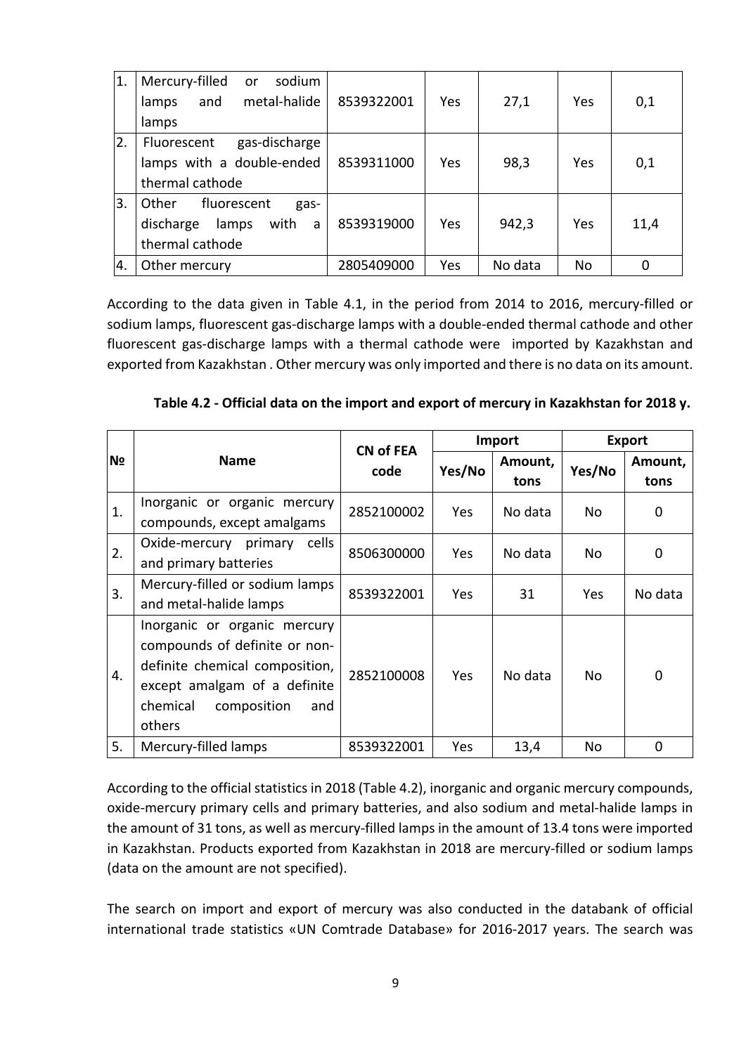| 1. | Mercury-filled or sodium lamps and metal-halide lamps | 8539322001 | Yes | 27,1 | Yes | 0,1 |
|---|---|---|---|---|---|---|
| 2. | Fluorescent gas-discharge lamps with a double-ended thermal cathode | 8539311000 | Yes | 98,3 | Yes | 0,1 |
| 3. | Other fluorescent gas-discharge lamps with a thermal cathode | 8539319000 | Yes | 942,3 | Yes | 11,4 |
| 4. | Other mercury | 2805409000 | Yes | No data | No | 0 |

According to the data given in Table 4.1, in the period from 2014 to 2016, mercury-filled or sodium lamps, fluorescent gas-discharge lamps with a double-ended thermal cathode and other fluorescent gas-discharge lamps with a thermal cathode were imported by Kazakhstan and exported from Kazakhstan . Other mercury was only imported and there is no data on its amount.

**Table 4.2 - Official data on the import and export of mercury in Kazakhstan for 2018 y.**

| № | Name | CN of FEA code | Import | | Export | |
|---|---|---|---|---|---|---|
| | | | Yes/No | Amount, tons | Yes/No | Amount, tons |
| 1. | Inorganic or organic mercury compounds, except amalgams | 2852100002 | Yes | No data | No | 0 |
| 2. | Oxide-mercury primary cells and primary batteries | 8506300000 | Yes | No data | No | 0 |
| 3. | Mercury-filled or sodium lamps and metal-halide lamps | 8539322001 | Yes | 31 | Yes | No data |
| 4. | Inorganic or organic mercury compounds of definite or non-definite chemical composition, except amalgam of a definite chemical composition and others | 2852100008 | Yes | No data | No | 0 |
| 5. | Mercury-filled lamps | 8539322001 | Yes | 13,4 | No | 0 |

According to the official statistics in 2018 (Table 4.2), inorganic and organic mercury compounds, oxide-mercury primary cells and primary batteries, and also sodium and metal-halide lamps in the amount of 31 tons, as well as mercury-filled lamps in the amount of 13.4 tons were imported in Kazakhstan. Products exported from Kazakhstan in 2018 are mercury-filled or sodium lamps (data on the amount are not specified).

The search on import and export of mercury was also conducted in the databank of official international trade statistics «UN Comtrade Database» for 2016-2017 years. The search was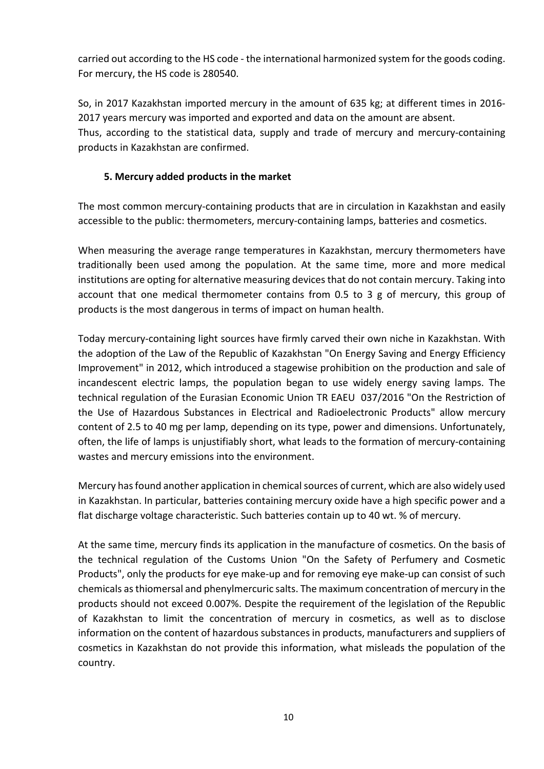carried out according to the HS code - the international harmonized system for the goods coding. For mercury, the HS code is 280540.

So, in 2017 Kazakhstan imported mercury in the amount of 635 kg; at different times in 2016-2017 years mercury was imported and exported and data on the amount are absent.
Thus, according to the statistical data, supply and trade of mercury and mercury-containing products in Kazakhstan are confirmed.

## 5. Mercury added products in the market

The most common mercury-containing products that are in circulation in Kazakhstan and easily accessible to the public: thermometers, mercury-containing lamps, batteries and cosmetics.

When measuring the average range temperatures in Kazakhstan, mercury thermometers have traditionally been used among the population. At the same time, more and more medical institutions are opting for alternative measuring devices that do not contain mercury. Taking into account that one medical thermometer contains from 0.5 to 3 g of mercury, this group of products is the most dangerous in terms of impact on human health.

Today mercury-containing light sources have firmly carved their own niche in Kazakhstan. With the adoption of the Law of the Republic of Kazakhstan "On Energy Saving and Energy Efficiency Improvement" in 2012, which introduced a stagewise prohibition on the production and sale of incandescent electric lamps, the population began to use widely energy saving lamps. The technical regulation of the Eurasian Economic Union TR EAEU 037/2016 "On the Restriction of the Use of Hazardous Substances in Electrical and Radioelectronic Products" allow mercury content of 2.5 to 40 mg per lamp, depending on its type, power and dimensions. Unfortunately, often, the life of lamps is unjustifiably short, what leads to the formation of mercury-containing wastes and mercury emissions into the environment.

Mercury has found another application in chemical sources of current, which are also widely used in Kazakhstan. In particular, batteries containing mercury oxide have a high specific power and a flat discharge voltage characteristic. Such batteries contain up to 40 wt. % of mercury.

At the same time, mercury finds its application in the manufacture of cosmetics. On the basis of the technical regulation of the Customs Union "On the Safety of Perfumery and Cosmetic Products", only the products for eye make-up and for removing eye make-up can consist of such chemicals as thiomersal and phenylmercuric salts. The maximum concentration of mercury in the products should not exceed 0.007%. Despite the requirement of the legislation of the Republic of Kazakhstan to limit the concentration of mercury in cosmetics, as well as to disclose information on the content of hazardous substances in products, manufacturers and suppliers of cosmetics in Kazakhstan do not provide this information, what misleads the population of the country.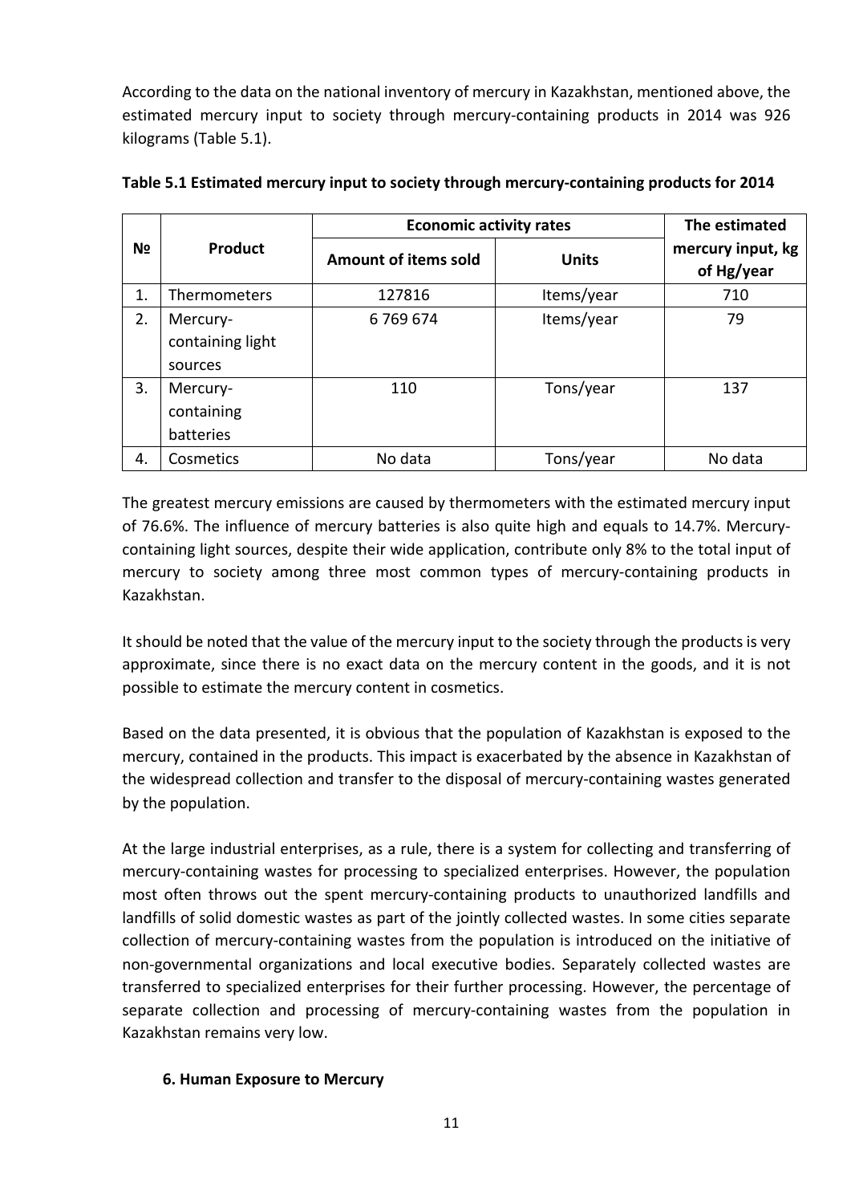According to the data on the national inventory of mercury in Kazakhstan, mentioned above, the estimated mercury input to society through mercury-containing products in 2014 was 926 kilograms (Table 5.1).

**Table 5.1 Estimated mercury input to society through mercury-containing products for 2014**

| № | Product | Economic activity rates | | The estimated mercury input, kg of Hg/year |
|---|---|---|---|---|
| | | Amount of items sold | Units | |
| 1. | Thermometers | 127816 | Items/year | 710 |
| 2. | Mercury-containing light sources | 6 769 674 | Items/year | 79 |
| 3. | Mercury-containing batteries | 110 | Tons/year | 137 |
| 4. | Cosmetics | No data | Tons/year | No data |

The greatest mercury emissions are caused by thermometers with the estimated mercury input of 76.6%. The influence of mercury batteries is also quite high and equals to 14.7%. Mercury-containing light sources, despite their wide application, contribute only 8% to the total input of mercury to society among three most common types of mercury-containing products in Kazakhstan.

It should be noted that the value of the mercury input to the society through the products is very approximate, since there is no exact data on the mercury content in the goods, and it is not possible to estimate the mercury content in cosmetics.

Based on the data presented, it is obvious that the population of Kazakhstan is exposed to the mercury, contained in the products. This impact is exacerbated by the absence in Kazakhstan of the widespread collection and transfer to the disposal of mercury-containing wastes generated by the population.

At the large industrial enterprises, as a rule, there is a system for collecting and transferring of mercury-containing wastes for processing to specialized enterprises. However, the population most often throws out the spent mercury-containing products to unauthorized landfills and landfills of solid domestic wastes as part of the jointly collected wastes. In some cities separate collection of mercury-containing wastes from the population is introduced on the initiative of non-governmental organizations and local executive bodies. Separately collected wastes are transferred to specialized enterprises for their further processing. However, the percentage of separate collection and processing of mercury-containing wastes from the population in Kazakhstan remains very low.

## 6. Human Exposure to Mercury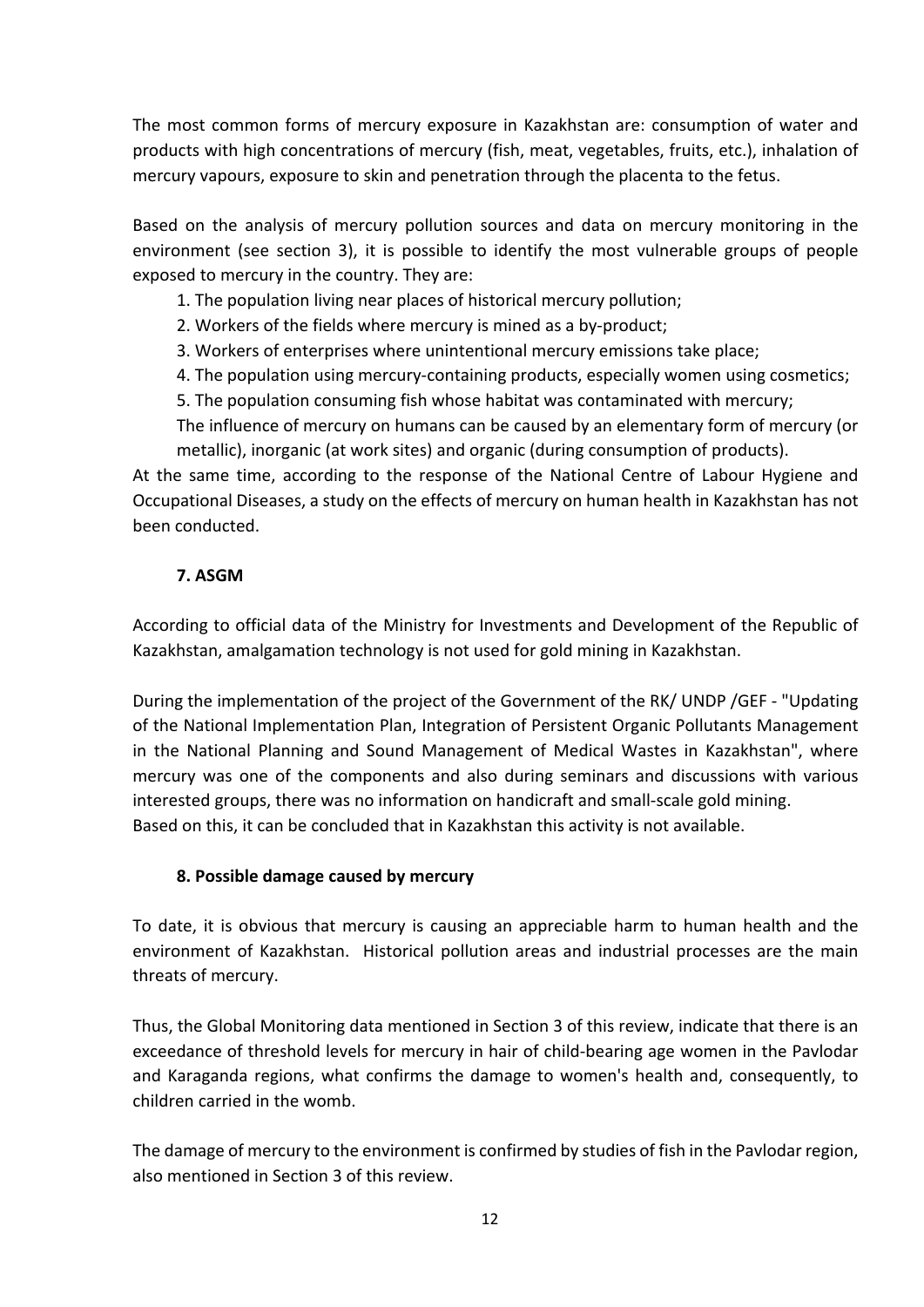The most common forms of mercury exposure in Kazakhstan are: consumption of water and products with high concentrations of mercury (fish, meat, vegetables, fruits, etc.), inhalation of mercury vapours, exposure to skin and penetration through the placenta to the fetus.

Based on the analysis of mercury pollution sources and data on mercury monitoring in the environment (see section 3), it is possible to identify the most vulnerable groups of people exposed to mercury in the country. They are:

1. The population living near places of historical mercury pollution;
2. Workers of the fields where mercury is mined as a by-product;
3. Workers of enterprises where unintentional mercury emissions take place;
4. The population using mercury-containing products, especially women using cosmetics;
5. The population consuming fish whose habitat was contaminated with mercury;

The influence of mercury on humans can be caused by an elementary form of mercury (or metallic), inorganic (at work sites) and organic (during consumption of products).

At the same time, according to the response of the National Centre of Labour Hygiene and Occupational Diseases, a study on the effects of mercury on human health in Kazakhstan has not been conducted.

## 7. ASGM

According to official data of the Ministry for Investments and Development of the Republic of Kazakhstan, amalgamation technology is not used for gold mining in Kazakhstan.

During the implementation of the project of the Government of the RK/ UNDP /GEF - "Updating of the National Implementation Plan, Integration of Persistent Organic Pollutants Management in the National Planning and Sound Management of Medical Wastes in Kazakhstan", where mercury was one of the components and also during seminars and discussions with various interested groups, there was no information on handicraft and small-scale gold mining.
Based on this, it can be concluded that in Kazakhstan this activity is not available.

## 8. Possible damage caused by mercury

To date, it is obvious that mercury is causing an appreciable harm to human health and the environment of Kazakhstan. Historical pollution areas and industrial processes are the main threats of mercury.

Thus, the Global Monitoring data mentioned in Section 3 of this review, indicate that there is an exceedance of threshold levels for mercury in hair of child-bearing age women in the Pavlodar and Karaganda regions, what confirms the damage to women's health and, consequently, to children carried in the womb.

The damage of mercury to the environment is confirmed by studies of fish in the Pavlodar region, also mentioned in Section 3 of this review.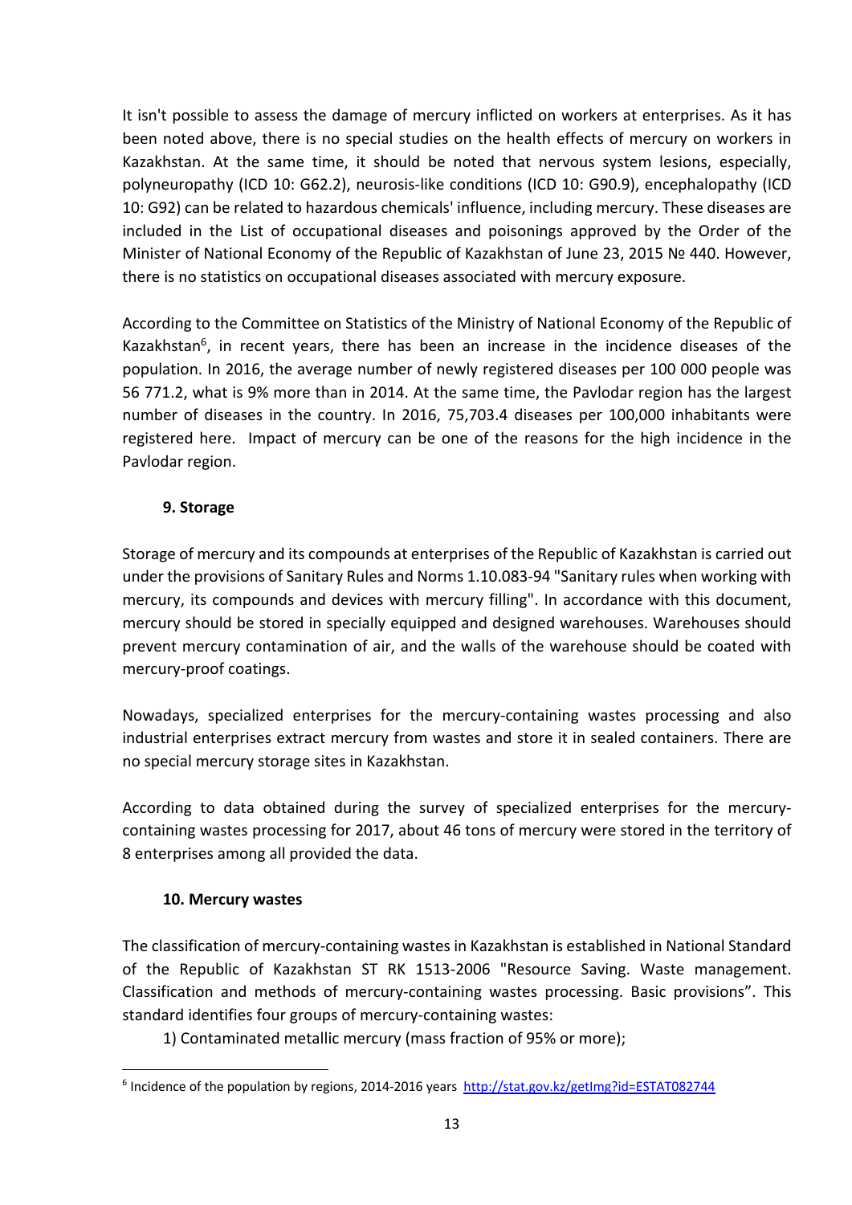It isn't possible to assess the damage of mercury inflicted on workers at enterprises. As it has been noted above, there is no special studies on the health effects of mercury on workers in Kazakhstan. At the same time, it should be noted that nervous system lesions, especially, polyneuropathy (ICD 10: G62.2), neurosis-like conditions (ICD 10: G90.9), encephalopathy (ICD 10: G92) can be related to hazardous chemicals' influence, including mercury. These diseases are included in the List of occupational diseases and poisonings approved by the Order of the Minister of National Economy of the Republic of Kazakhstan of June 23, 2015 № 440. However, there is no statistics on occupational diseases associated with mercury exposure.

According to the Committee on Statistics of the Ministry of National Economy of the Republic of Kazakhstan[6], in recent years, there has been an increase in the incidence diseases of the population. In 2016, the average number of newly registered diseases per 100 000 people was 56 771.2, what is 9% more than in 2014. At the same time, the Pavlodar region has the largest number of diseases in the country. In 2016, 75,703.4 diseases per 100,000 inhabitants were registered here. Impact of mercury can be one of the reasons for the high incidence in the Pavlodar region.

## 9. Storage

Storage of mercury and its compounds at enterprises of the Republic of Kazakhstan is carried out under the provisions of Sanitary Rules and Norms 1.10.083-94 "Sanitary rules when working with mercury, its compounds and devices with mercury filling". In accordance with this document, mercury should be stored in specially equipped and designed warehouses. Warehouses should prevent mercury contamination of air, and the walls of the warehouse should be coated with mercury-proof coatings.

Nowadays, specialized enterprises for the mercury-containing wastes processing and also industrial enterprises extract mercury from wastes and store it in sealed containers. There are no special mercury storage sites in Kazakhstan.

According to data obtained during the survey of specialized enterprises for the mercury-containing wastes processing for 2017, about 46 tons of mercury were stored in the territory of 8 enterprises among all provided the data.

## 10. Mercury wastes

The classification of mercury-containing wastes in Kazakhstan is established in National Standard of the Republic of Kazakhstan ST RK 1513-2006 "Resource Saving. Waste management. Classification and methods of mercury-containing wastes processing. Basic provisions". This standard identifies four groups of mercury-containing wastes:

1) Contaminated metallic mercury (mass fraction of 95% or more);

---

[6] Incidence of the population by regions, 2014-2016 years http://stat.gov.kz/getImg?id=ESTAT082744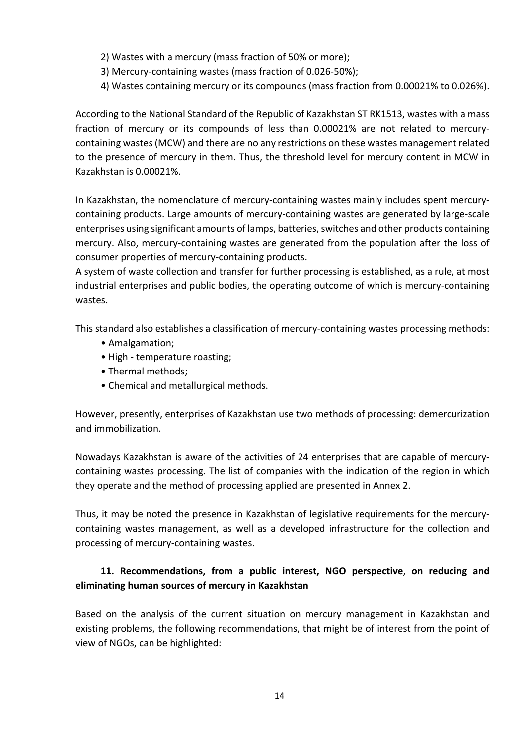2) Wastes with a mercury (mass fraction of 50% or more);
3) Mercury-containing wastes (mass fraction of 0.026-50%);
4) Wastes containing mercury or its compounds (mass fraction from 0.00021% to 0.026%).

According to the National Standard of the Republic of Kazakhstan ST RK1513, wastes with a mass fraction of mercury or its compounds of less than 0.00021% are not related to mercury-containing wastes (MCW) and there are no any restrictions on these wastes management related to the presence of mercury in them. Thus, the threshold level for mercury content in MCW in Kazakhstan is 0.00021%.

In Kazakhstan, the nomenclature of mercury-containing wastes mainly includes spent mercury-containing products. Large amounts of mercury-containing wastes are generated by large-scale enterprises using significant amounts of lamps, batteries, switches and other products containing mercury. Also, mercury-containing wastes are generated from the population after the loss of consumer properties of mercury-containing products.
A system of waste collection and transfer for further processing is established, as a rule, at most industrial enterprises and public bodies, the operating outcome of which is mercury-containing wastes.

This standard also establishes a classification of mercury-containing wastes processing methods:

- Amalgamation;
- High - temperature roasting;
- Thermal methods;
- Chemical and metallurgical methods.

However, presently, enterprises of Kazakhstan use two methods of processing: demercurization and immobilization.

Nowadays Kazakhstan is aware of the activities of 24 enterprises that are capable of mercury-containing wastes processing. The list of companies with the indication of the region in which they operate and the method of processing applied are presented in Annex 2.

Thus, it may be noted the presence in Kazakhstan of legislative requirements for the mercury-containing wastes management, as well as a developed infrastructure for the collection and processing of mercury-containing wastes.

## 11. Recommendations, from a public interest, NGO perspective, on reducing and eliminating human sources of mercury in Kazakhstan

Based on the analysis of the current situation on mercury management in Kazakhstan and existing problems, the following recommendations, that might be of interest from the point of view of NGOs, can be highlighted: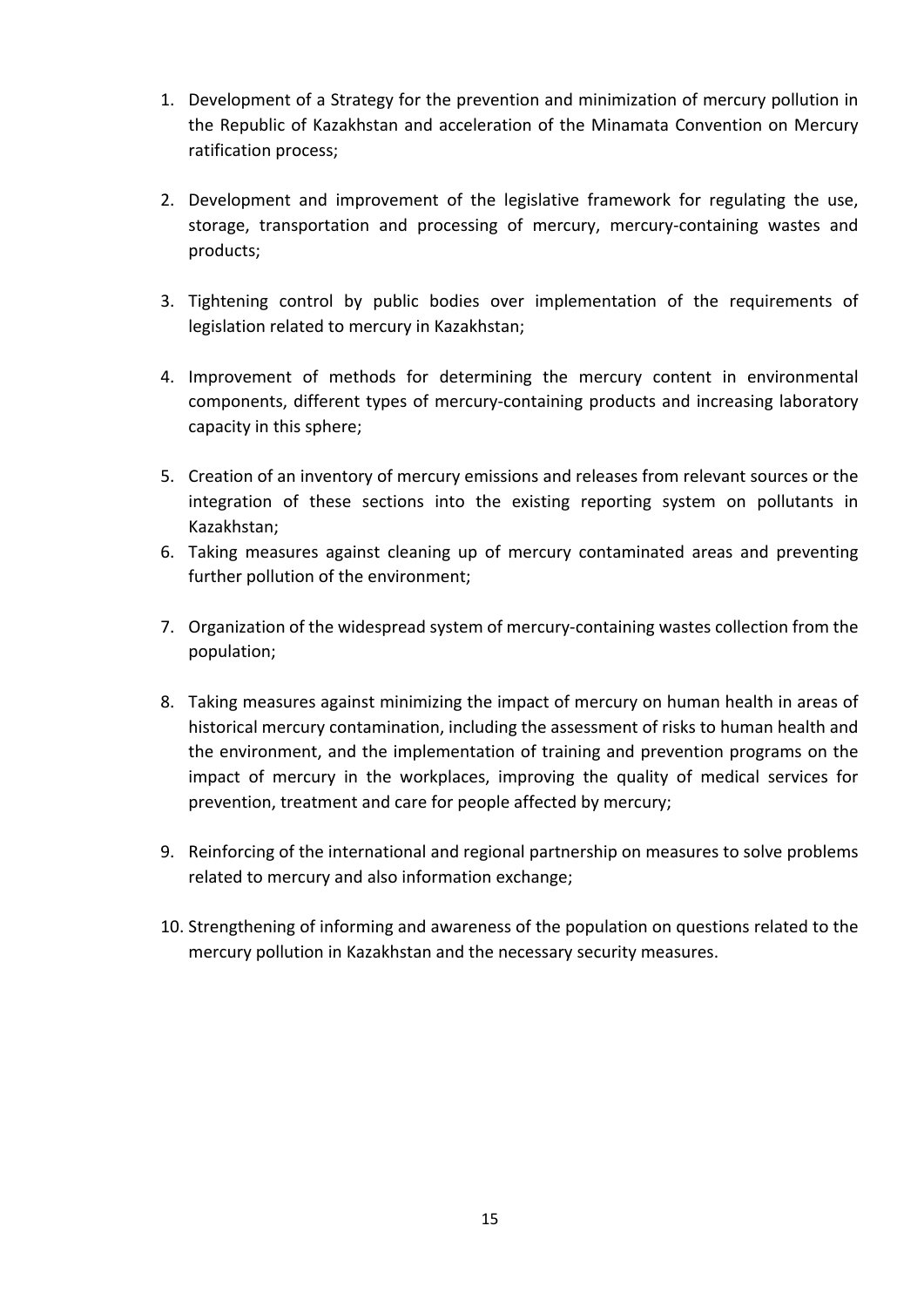1. Development of a Strategy for the prevention and minimization of mercury pollution in the Republic of Kazakhstan and acceleration of the Minamata Convention on Mercury ratification process;

2. Development and improvement of the legislative framework for regulating the use, storage, transportation and processing of mercury, mercury-containing wastes and products;

3. Tightening control by public bodies over implementation of the requirements of legislation related to mercury in Kazakhstan;

4. Improvement of methods for determining the mercury content in environmental components, different types of mercury-containing products and increasing laboratory capacity in this sphere;

5. Creation of an inventory of mercury emissions and releases from relevant sources or the integration of these sections into the existing reporting system on pollutants in Kazakhstan;
6. Taking measures against cleaning up of mercury contaminated areas and preventing further pollution of the environment;

7. Organization of the widespread system of mercury-containing wastes collection from the population;

8. Taking measures against minimizing the impact of mercury on human health in areas of historical mercury contamination, including the assessment of risks to human health and the environment, and the implementation of training and prevention programs on the impact of mercury in the workplaces, improving the quality of medical services for prevention, treatment and care for people affected by mercury;

9. Reinforcing of the international and regional partnership on measures to solve problems related to mercury and also information exchange;

10. Strengthening of informing and awareness of the population on questions related to the mercury pollution in Kazakhstan and the necessary security measures.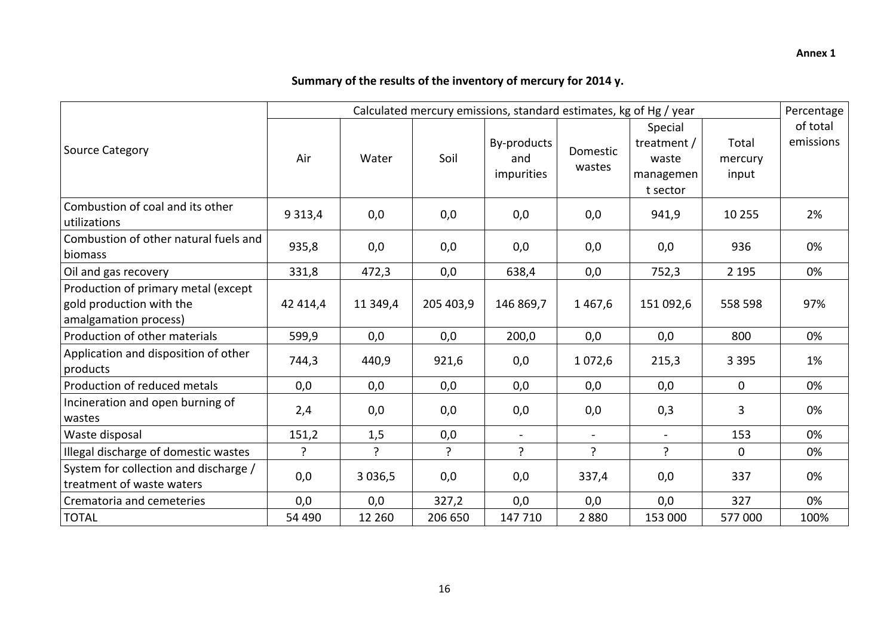**Annex 1**

## Summary of the results of the inventory of mercury for 2014 y.

| Source Category | Calculated mercury emissions, standard estimates, kg of Hg / year | | | | | | | Percentage of total emissions |
|---|---|---|---|---|---|---|---|---|
| | Air | Water | Soil | By-products and impurities | Domestic wastes | Special treatment / waste management sector | Total mercury input | |
| Combustion of coal and its other utilizations | 9 313,4 | 0,0 | 0,0 | 0,0 | 0,0 | 941,9 | 10 255 | 2% |
| Combustion of other natural fuels and biomass | 935,8 | 0,0 | 0,0 | 0,0 | 0,0 | 0,0 | 936 | 0% |
| Oil and gas recovery | 331,8 | 472,3 | 0,0 | 638,4 | 0,0 | 752,3 | 2 195 | 0% |
| Production of primary metal (except gold production with the amalgamation process) | 42 414,4 | 11 349,4 | 205 403,9 | 146 869,7 | 1 467,6 | 151 092,6 | 558 598 | 97% |
| Production of other materials | 599,9 | 0,0 | 0,0 | 200,0 | 0,0 | 0,0 | 800 | 0% |
| Application and disposition of other products | 744,3 | 440,9 | 921,6 | 0,0 | 1 072,6 | 215,3 | 3 395 | 1% |
| Production of reduced metals | 0,0 | 0,0 | 0,0 | 0,0 | 0,0 | 0,0 | 0 | 0% |
| Incineration and open burning of wastes | 2,4 | 0,0 | 0,0 | 0,0 | 0,0 | 0,3 | 3 | 0% |
| Waste disposal | 151,2 | 1,5 | 0,0 | - | - | - | 153 | 0% |
| Illegal discharge of domestic wastes | ? | ? | ? | ? | ? | ? | 0 | 0% |
| System for collection and discharge / treatment of waste waters | 0,0 | 3 036,5 | 0,0 | 0,0 | 337,4 | 0,0 | 337 | 0% |
| Crematoria and cemeteries | 0,0 | 0,0 | 327,2 | 0,0 | 0,0 | 0,0 | 327 | 0% |
| TOTAL | 54 490 | 12 260 | 206 650 | 147 710 | 2 880 | 153 000 | 577 000 | 100% |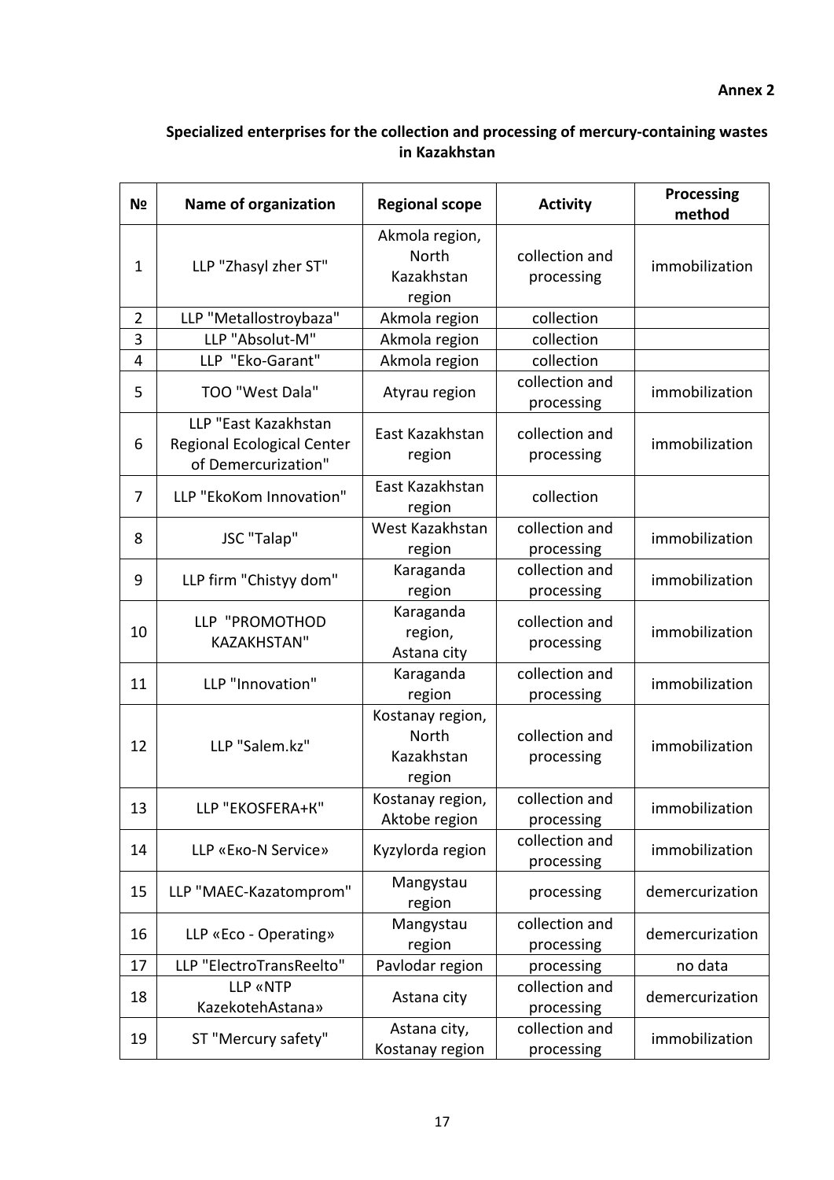**Annex 2**

**Specialized enterprises for the collection and processing of mercury-containing wastes in Kazakhstan**

| № | Name of organization | Regional scope | Activity | Processing method |
|---|---|---|---|---|
| 1 | LLP "Zhasyl zher ST" | Akmola region, North Kazakhstan region | collection and processing | immobilization |
| 2 | LLP "Metallostroybaza" | Akmola region | collection | |
| 3 | LLP "Absolut-M" | Akmola region | collection | |
| 4 | LLP "Eko-Garant" | Akmola region | collection | |
| 5 | TOO "West Dala" | Atyrau region | collection and processing | immobilization |
| 6 | LLP "East Kazakhstan Regional Ecological Center of Demercurization" | East Kazakhstan region | collection and processing | immobilization |
| 7 | LLP "EkoKom Innovation" | East Kazakhstan region | collection | |
| 8 | JSC "Talap" | West Kazakhstan region | collection and processing | immobilization |
| 9 | LLP firm "Chistyy dom" | Karaganda region | collection and processing | immobilization |
| 10 | LLP "PROMOTHOD KAZAKHSTAN" | Karaganda region, Astana city | collection and processing | immobilization |
| 11 | LLP "Innovation" | Karaganda region | collection and processing | immobilization |
| 12 | LLP "Salem.kz" | Kostanay region, North Kazakhstan region | collection and processing | immobilization |
| 13 | LLP "EKOSFERA+K" | Kostanay region, Aktobe region | collection and processing | immobilization |
| 14 | LLP «Eкo-N Service» | Kyzylorda region | collection and processing | immobilization |
| 15 | LLP "MAEC-Kazatomprom" | Mangystau region | processing | demercurization |
| 16 | LLP «Eco - Operating» | Mangystau region | collection and processing | demercurization |
| 17 | LLP "ElectroTransReelto" | Pavlodar region | processing | no data |
| 18 | LLP «NTP KazekotehAstana» | Astana city | collection and processing | demercurization |
| 19 | ST "Mercury safety" | Astana city, Kostanay region | collection and processing | immobilization |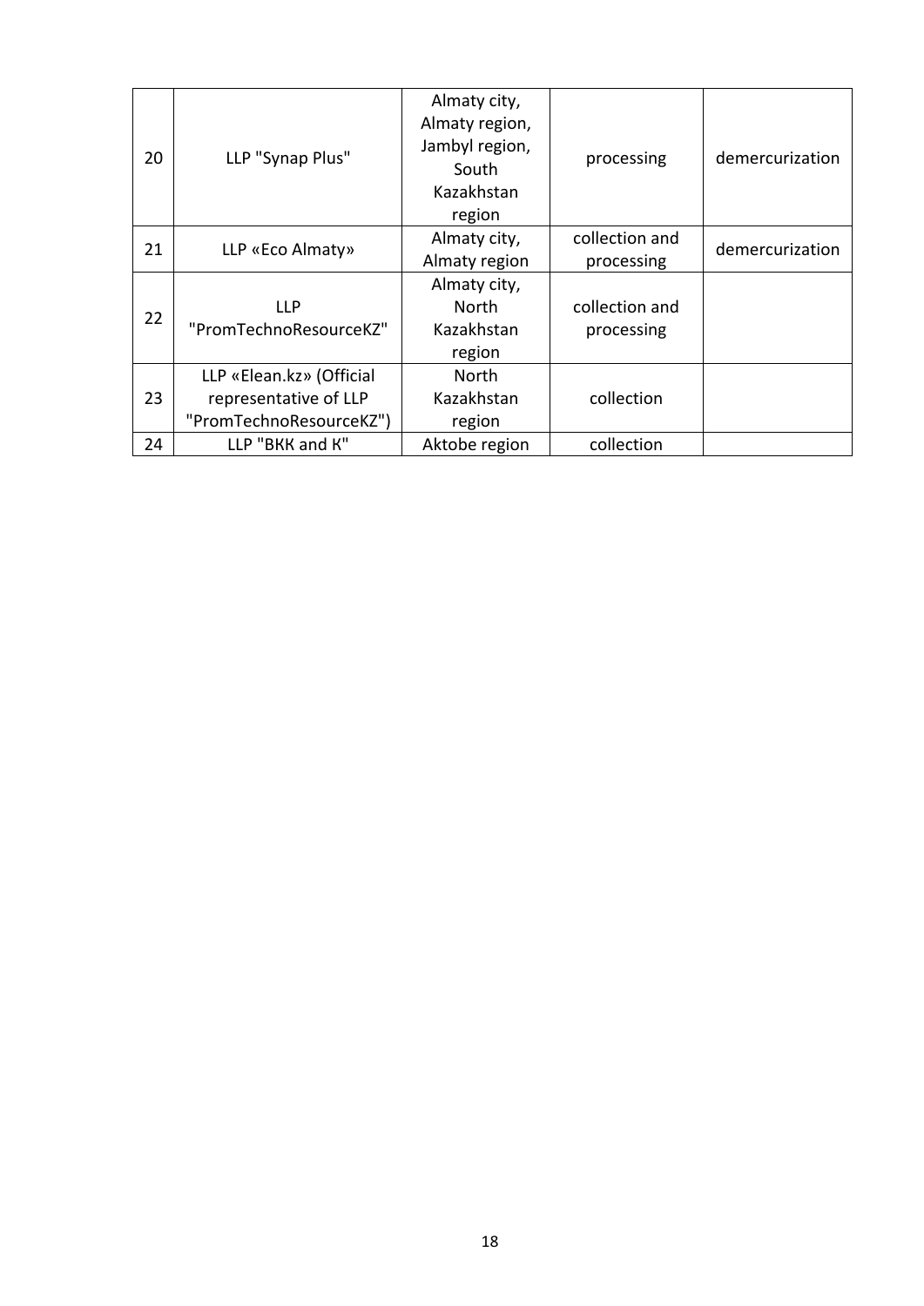| | | | | |
|---|---|---|---|---|
| 20 | LLP "Synap Plus" | Almaty city, Almaty region, Jambyl region, South Kazakhstan region | processing | demercurization |
| 21 | LLP «Eco Almaty» | Almaty city, Almaty region | collection and processing | demercurization |
| 22 | LLP "PromTechnoResourceKZ" | Almaty city, North Kazakhstan region | collection and processing | |
| 23 | LLP «Elean.kz» (Official representative of LLP "PromTechnoResourceKZ") | North Kazakhstan region | collection | |
| 24 | LLP "ВКК and К" | Aktobe region | collection | |